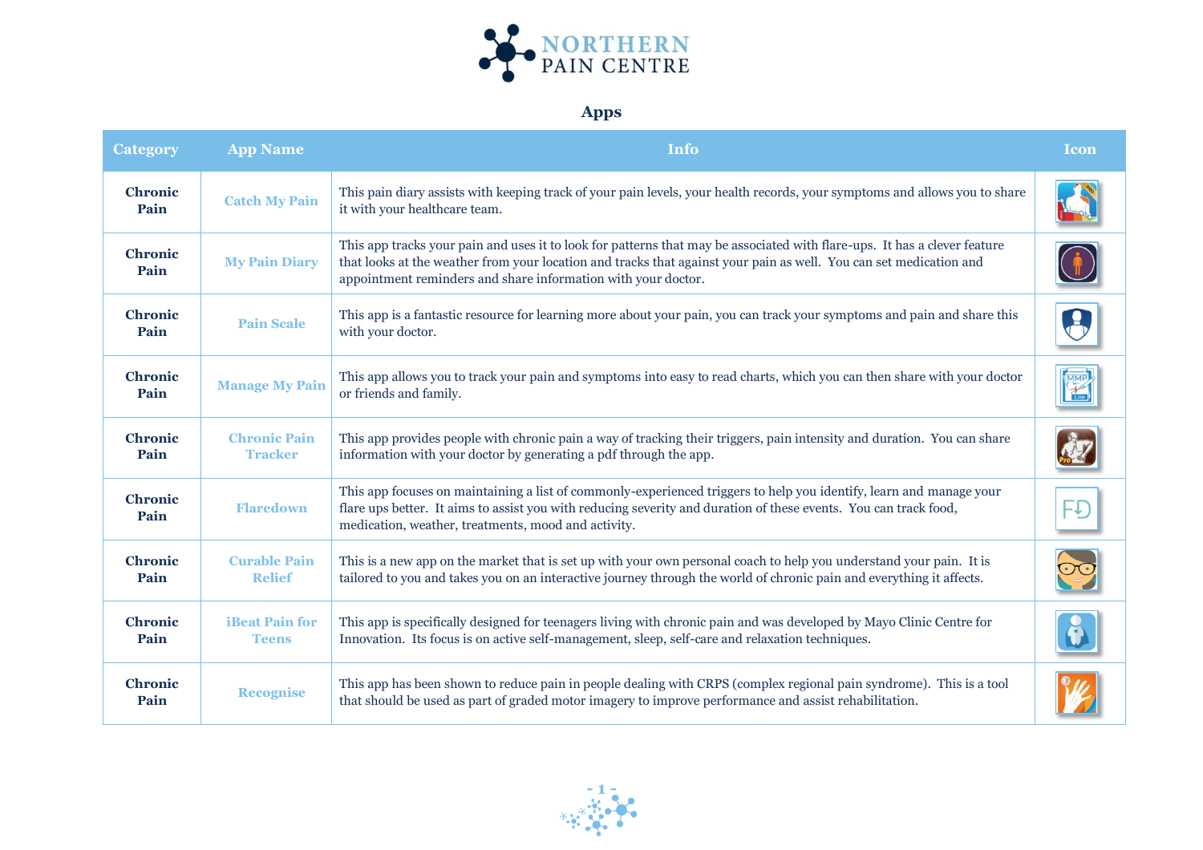# NORTHERN PAIN CENTRE

## Apps

| Category | App Name | Info | Icon |
|---|---|---|---|
| **Chronic Pain** | **Catch My Pain** | This pain diary assists with keeping track of your pain levels, your health records, your symptoms and allows you to share it with your healthcare team. | |
| **Chronic Pain** | **My Pain Diary** | This app tracks your pain and uses it to look for patterns that may be associated with flare-ups. It has a clever feature that looks at the weather from your location and tracks that against your pain as well. You can set medication and appointment reminders and share information with your doctor. | |
| **Chronic Pain** | **Pain Scale** | This app is a fantastic resource for learning more about your pain, you can track your symptoms and pain and share this with your doctor. | |
| **Chronic Pain** | **Manage My Pain** | This app allows you to track your pain and symptoms into easy to read charts, which you can then share with your doctor or friends and family. | |
| **Chronic Pain** | **Chronic Pain Tracker** | This app provides people with chronic pain a way of tracking their triggers, pain intensity and duration. You can share information with your doctor by generating a pdf through the app. | |
| **Chronic Pain** | **Flaredown** | This app focuses on maintaining a list of commonly-experienced triggers to help you identify, learn and manage your flare ups better. It aims to assist you with reducing severity and duration of these events. You can track food, medication, weather, treatments, mood and activity. | |
| **Chronic Pain** | **Curable Pain Relief** | This is a new app on the market that is set up with your own personal coach to help you understand your pain. It is tailored to you and takes you on an interactive journey through the world of chronic pain and everything it affects. | |
| **Chronic Pain** | **iBeat Pain for Teens** | This app is specifically designed for teenagers living with chronic pain and was developed by Mayo Clinic Centre for Innovation. Its focus is on active self-management, sleep, self-care and relaxation techniques. | |
| **Chronic Pain** | **Recognise** | This app has been shown to reduce pain in people dealing with CRPS (complex regional pain syndrome). This is a tool that should be used as part of graded motor imagery to improve performance and assist rehabilitation. | |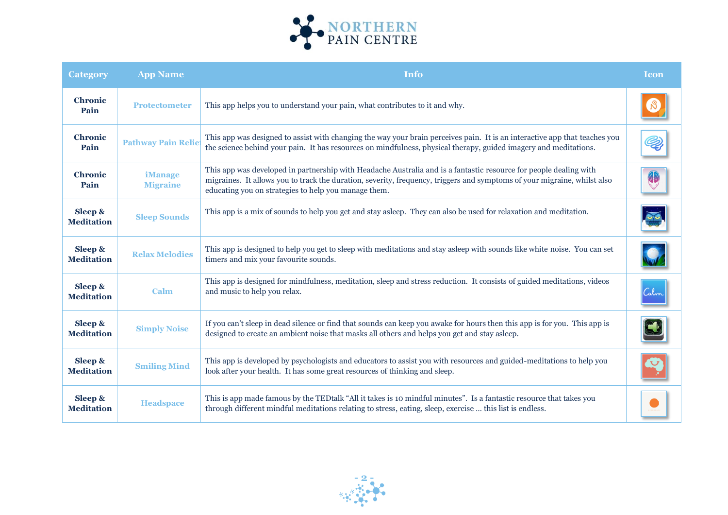| Category | App Name | Info | Icon |
|---|---|---|---|
| **Chronic Pain** | Protectometer | This app helps you to understand your pain, what contributes to it and why. | |
| **Chronic Pain** | Pathway Pain Relief | This app was designed to assist with changing the way your brain perceives pain. It is an interactive app that teaches you the science behind your pain. It has resources on mindfulness, physical therapy, guided imagery and meditations. | |
| **Chronic Pain** | iManage Migraine | This app was developed in partnership with Headache Australia and is a fantastic resource for people dealing with migraines. It allows you to track the duration, severity, frequency, triggers and symptoms of your migraine, whilst also educating you on strategies to help you manage them. | |
| **Sleep & Meditation** | Sleep Sounds | This app is a mix of sounds to help you get and stay asleep. They can also be used for relaxation and meditation. | |
| **Sleep & Meditation** | Relax Melodies | This app is designed to help you get to sleep with meditations and stay asleep with sounds like white noise. You can set timers and mix your favourite sounds. | |
| **Sleep & Meditation** | Calm | This app is designed for mindfulness, meditation, sleep and stress reduction. It consists of guided meditations, videos and music to help you relax. | |
| **Sleep & Meditation** | Simply Noise | If you can't sleep in dead silence or find that sounds can keep you awake for hours then this app is for you. This app is designed to create an ambient noise that masks all others and helps you get and stay asleep. | |
| **Sleep & Meditation** | Smiling Mind | This app is developed by psychologists and educators to assist you with resources and guided-meditations to help you look after your health. It has some great resources of thinking and sleep. | |
| **Sleep & Meditation** | Headspace | This is app made famous by the TEDtalk "All it takes is 10 mindful minutes". Is a fantastic resource that takes you through different mindful meditations relating to stress, eating, sleep, exercise … this list is endless. | |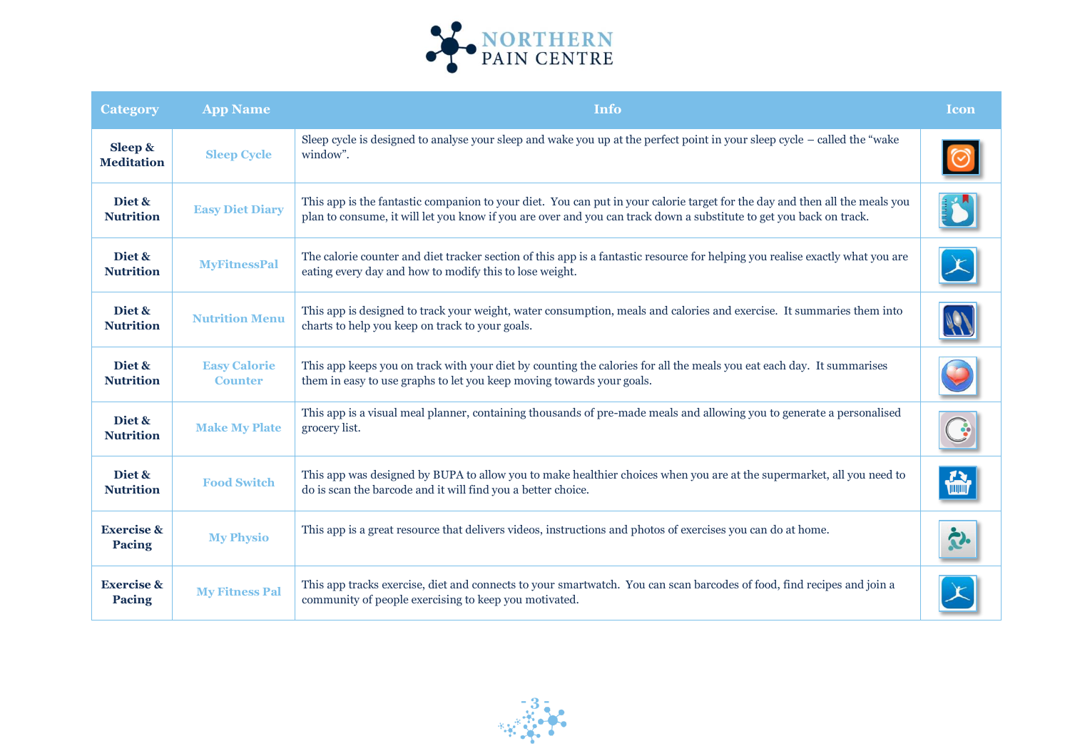NORTHERN PAIN CENTRE

| Category | App Name | Info | Icon |
|---|---|---|---|
| **Sleep & Meditation** | Sleep Cycle | Sleep cycle is designed to analyse your sleep and wake you up at the perfect point in your sleep cycle – called the "wake window". | |
| **Diet & Nutrition** | Easy Diet Diary | This app is the fantastic companion to your diet. You can put in your calorie target for the day and then all the meals you plan to consume, it will let you know if you are over and you can track down a substitute to get you back on track. | |
| **Diet & Nutrition** | MyFitnessPal | The calorie counter and diet tracker section of this app is a fantastic resource for helping you realise exactly what you are eating every day and how to modify this to lose weight. | |
| **Diet & Nutrition** | Nutrition Menu | This app is designed to track your weight, water consumption, meals and calories and exercise. It summaries them into charts to help you keep on track to your goals. | |
| **Diet & Nutrition** | Easy Calorie Counter | This app keeps you on track with your diet by counting the calories for all the meals you eat each day. It summarises them in easy to use graphs to let you keep moving towards your goals. | |
| **Diet & Nutrition** | Make My Plate | This app is a visual meal planner, containing thousands of pre-made meals and allowing you to generate a personalised grocery list. | |
| **Diet & Nutrition** | Food Switch | This app was designed by BUPA to allow you to make healthier choices when you are at the supermarket, all you need to do is scan the barcode and it will find you a better choice. | |
| **Exercise & Pacing** | My Physio | This app is a great resource that delivers videos, instructions and photos of exercises you can do at home. | |
| **Exercise & Pacing** | My Fitness Pal | This app tracks exercise, diet and connects to your smartwatch. You can scan barcodes of food, find recipes and join a community of people exercising to keep you motivated. | |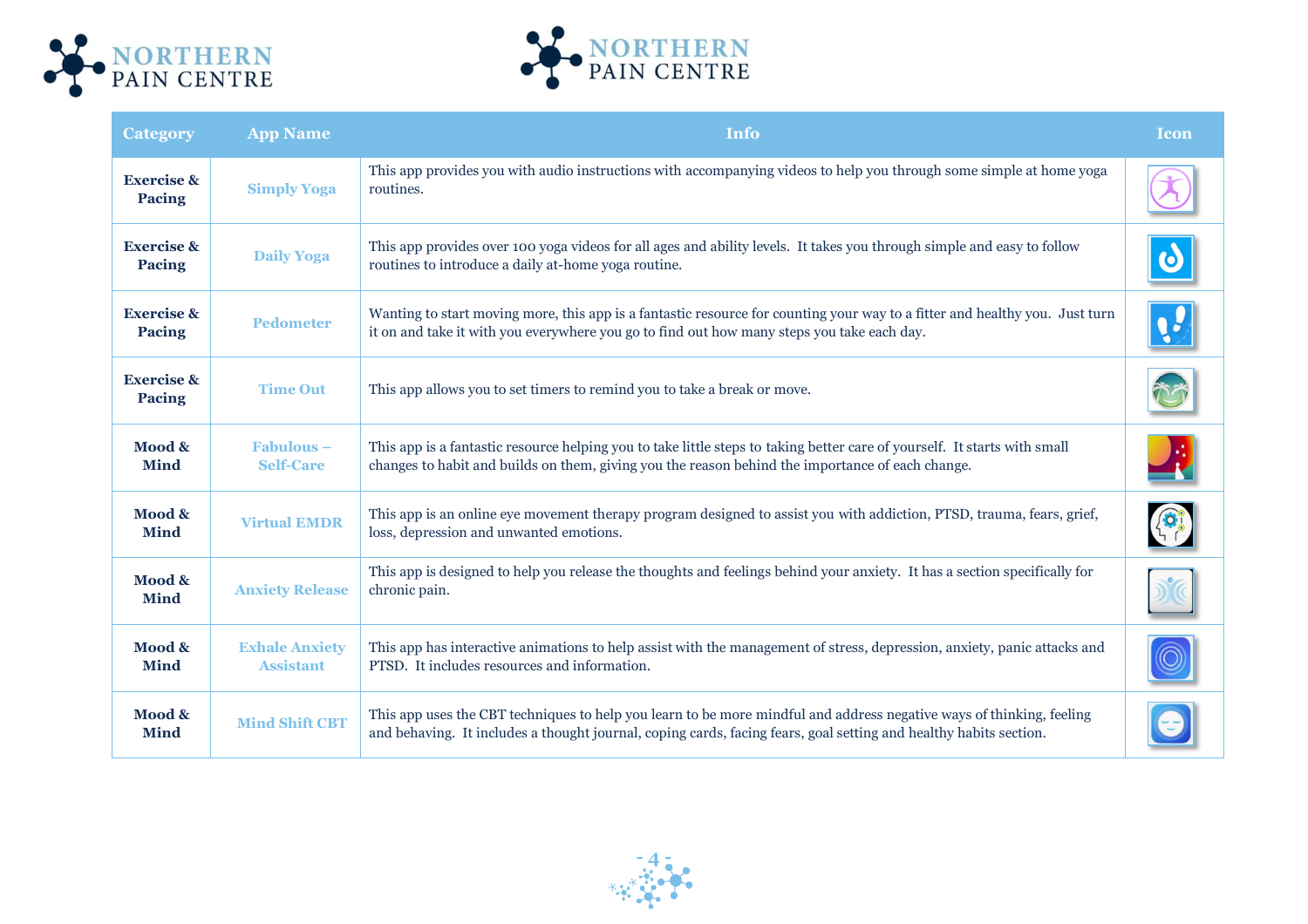| Category | App Name | Info | Icon |
| --- | --- | --- | --- |
| **Exercise & Pacing** | Simply Yoga | This app provides you with audio instructions with accompanying videos to help you through some simple at home yoga routines. | |
| **Exercise & Pacing** | Daily Yoga | This app provides over 100 yoga videos for all ages and ability levels. It takes you through simple and easy to follow routines to introduce a daily at-home yoga routine. | |
| **Exercise & Pacing** | Pedometer | Wanting to start moving more, this app is a fantastic resource for counting your way to a fitter and healthy you. Just turn it on and take it with you everywhere you go to find out how many steps you take each day. | |
| **Exercise & Pacing** | Time Out | This app allows you to set timers to remind you to take a break or move. | |
| **Mood & Mind** | Fabulous – Self-Care | This app is a fantastic resource helping you to take little steps to taking better care of yourself. It starts with small changes to habit and builds on them, giving you the reason behind the importance of each change. | |
| **Mood & Mind** | Virtual EMDR | This app is an online eye movement therapy program designed to assist you with addiction, PTSD, trauma, fears, grief, loss, depression and unwanted emotions. | |
| **Mood & Mind** | Anxiety Release | This app is designed to help you release the thoughts and feelings behind your anxiety. It has a section specifically for chronic pain. | |
| **Mood & Mind** | Exhale Anxiety Assistant | This app has interactive animations to help assist with the management of stress, depression, anxiety, panic attacks and PTSD. It includes resources and information. | |
| **Mood & Mind** | Mind Shift CBT | This app uses the CBT techniques to help you learn to be more mindful and address negative ways of thinking, feeling and behaving. It includes a thought journal, coping cards, facing fears, goal setting and healthy habits section. | |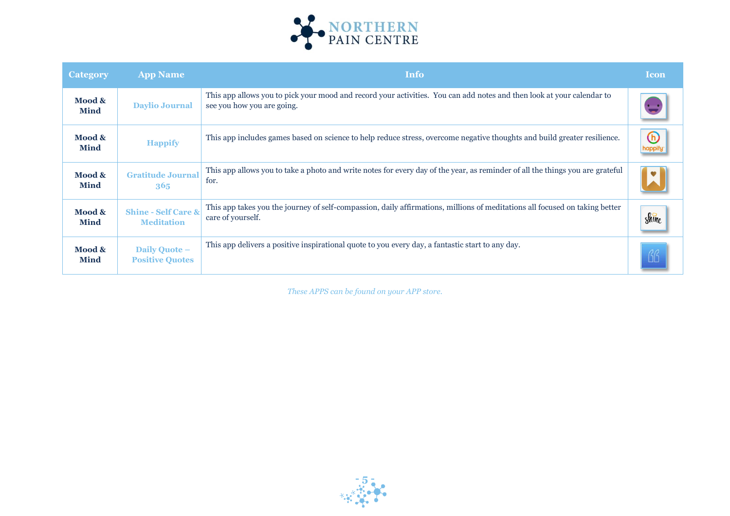| Category | App Name | Info | Icon |
|---|---|---|---|
| **Mood & Mind** | **Daylio Journal** | This app allows you to pick your mood and record your activities.  You can add notes and then look at your calendar to see you how you are going. | |
| **Mood & Mind** | **Happify** | This app includes games based on science to help reduce stress, overcome negative thoughts and build greater resilience. | |
| **Mood & Mind** | **Gratitude Journal 365** | This app allows you to take a photo and write notes for every day of the year, as reminder of all the things you are grateful for. | |
| **Mood & Mind** | **Shine - Self Care & Meditation** | This app takes you the journey of self-compassion, daily affirmations, millions of meditations all focused on taking better care of yourself. | |
| **Mood & Mind** | **Daily Quote – Positive Quotes** | This app delivers a positive inspirational quote to you every day, a fantastic start to any day. | |

*These APPS can be found on your APP store.*